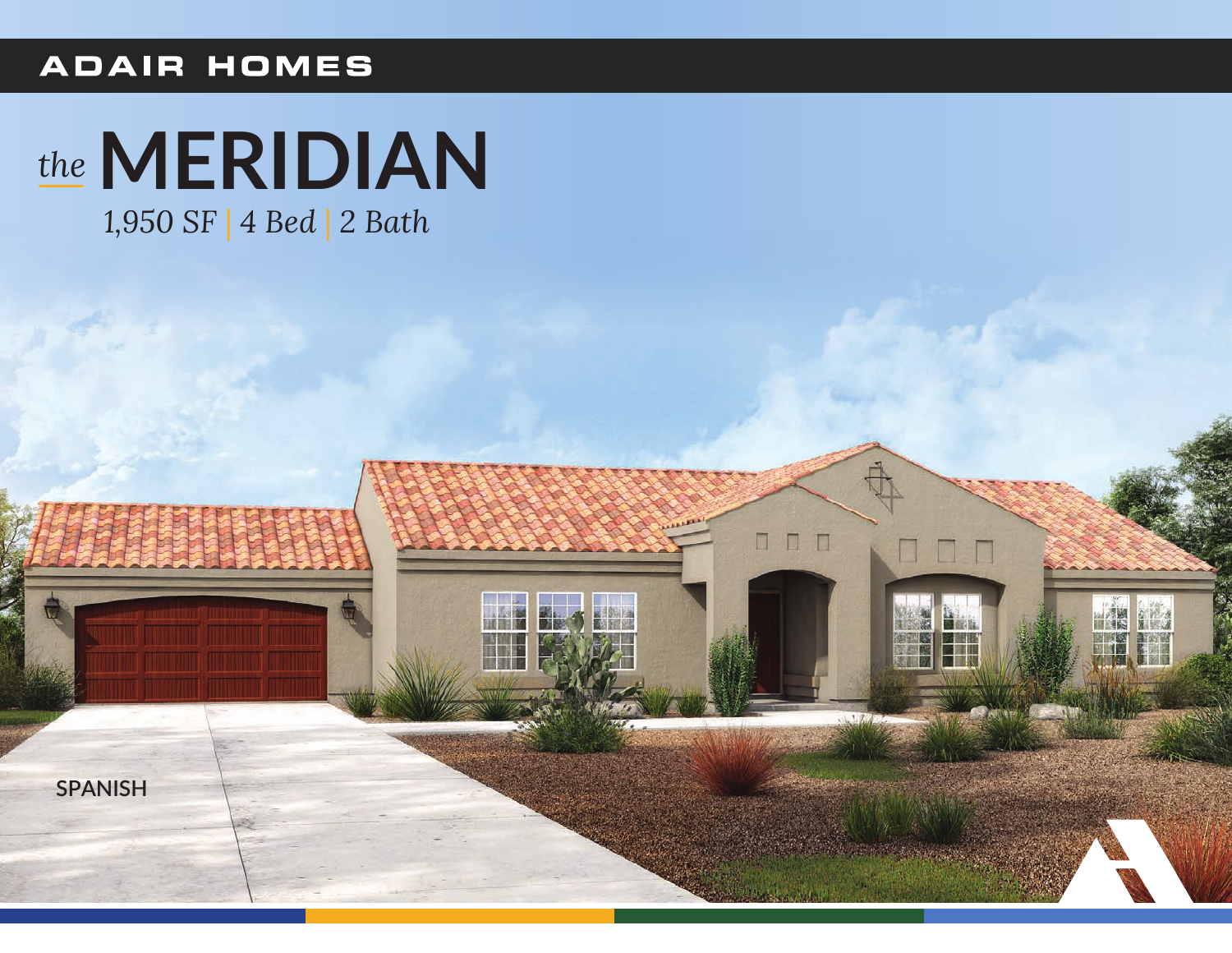ADAIR HOMES

# *the* MERIDIAN

*1,950 SF | 4 Bed | 2 Bath*

SPANISH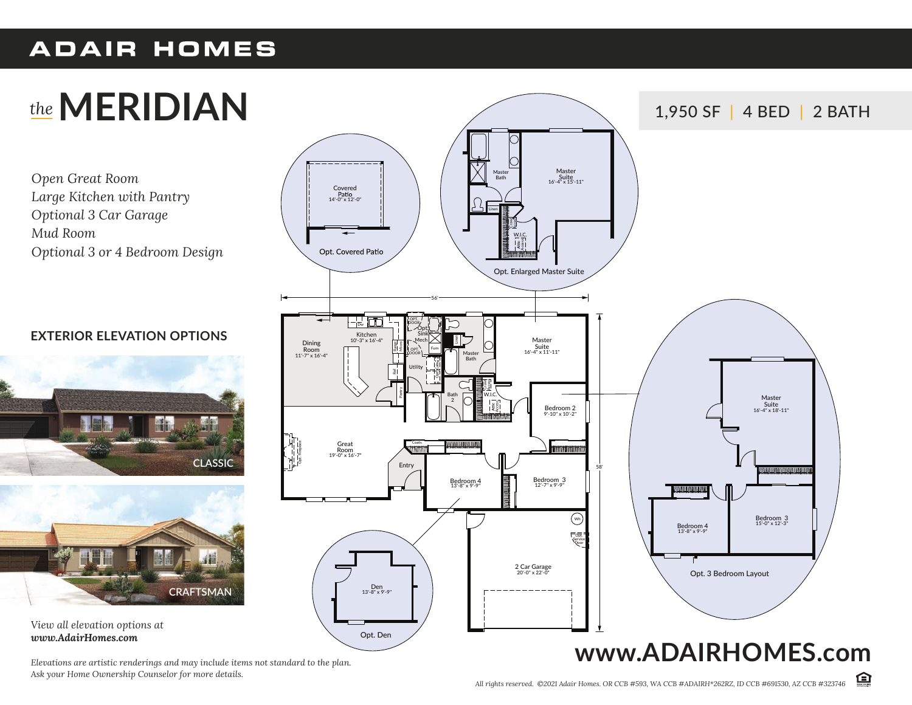# ADAIR HOMES

# *the* MERIDIAN

1,950 SF | 4 BED | 2 BATH

*Open Great Room*
*Large Kitchen with Pantry*
*Optional 3 Car Garage*
*Mud Room*
*Optional 3 or 4 Bedroom Design*

## EXTERIOR ELEVATION OPTIONS

CLASSIC

CRAFTSMAN

*View all elevation options at*
***www.AdairHomes.com***

*Elevations are artistic renderings and may include items not standard to the plan.*
*Ask your Home Ownership Counselor for more details.*

Covered Patio
14'-0" x 12'-0"

Opt. Covered Patio

Master Bath

Master Suite
16'-4" x 15'-11"

Linen

W.I.C.

Opt. Enlarged Master Suite

56'

58'

Dining Room
11'-7" x 16'-4"

Kitchen
10'-3" x 16'-4"

DW

Pantry

Ref

Utility

OPT. DOOR

Opt. Sink

Mech

Furn

Linen

Master Bath

Master Suite
16'-4" x 11'-11"

Bath 2

W.I.C.

Bedroom 2
9'-10" x 10'-2"

Great Room
19'-0" x 16'-7"

Opt. Fireplace

Coats

Entry

Bedroom 4
13'-8" x 9'-9"

Bedroom 3
12'-7" x 9'-9"

WH

Opt. Service Door

2 Car Garage
20'-0" x 22'-0"

Den
13'-8" x 9'-9"

Opt. Den

Master Suite
16'-4" x 18'-11"

Bedroom 4
13'-8" x 9'-9"

Bedroom 3
15'-0" x 12'-3"

Opt. 3 Bedroom Layout

**www.ADAIRHOMES.com**

*All rights reserved. ©2021 Adair Homes. OR CCB #593, WA CCB #ADAIRH*262RZ, ID CCB #691530, AZ CCB #323746*